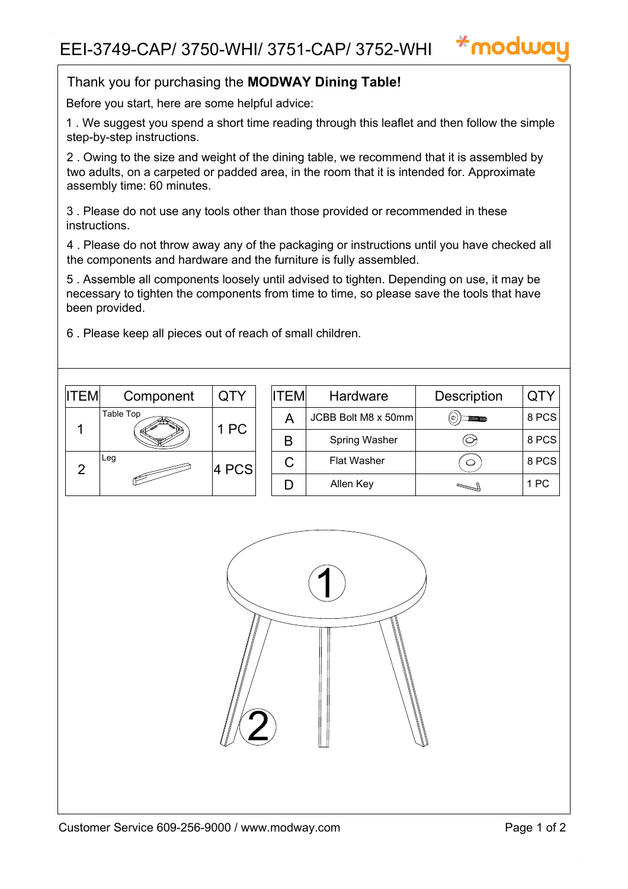# EEI-3749-CAP/ 3750-WHI/ 3751-CAP/ 3752-WHI

modway

Thank you for purchasing the **MODWAY Dining Table!**

Before you start, here are some helpful advice:

1 . We suggest you spend a short time reading through this leaflet and then follow the simple step-by-step instructions.

2 . Owing to the size and weight of the dining table, we recommend that it is assembled by two adults, on a carpeted or padded area, in the room that it is intended for. Approximate assembly time: 60 minutes.

3 . Please do not use any tools other than those provided or recommended in these instructions.

4 . Please do not throw away any of the packaging or instructions until you have checked all the components and hardware and the furniture is fully assembled.

5 . Assemble all components loosely until advised to tighten. Depending on use, it may be necessary to tighten the components from time to time, so please save the tools that have been provided.

6 . Please keep all pieces out of reach of small children.

| ITEM | Component | QTY |
|---|---|---|
| 1 | Table Top | 1 PC |
| 2 | Leg | 4 PCS |

| ITEM | Hardware | Description | QTY |
|---|---|---|---|
| A | JCBB Bolt M8 x 50mm | | 8 PCS |
| B | Spring Washer | | 8 PCS |
| C | Flat Washer | | 8 PCS |
| D | Allen Key | | 1 PC |

1

2

Customer Service 609-256-9000 / www.modway.com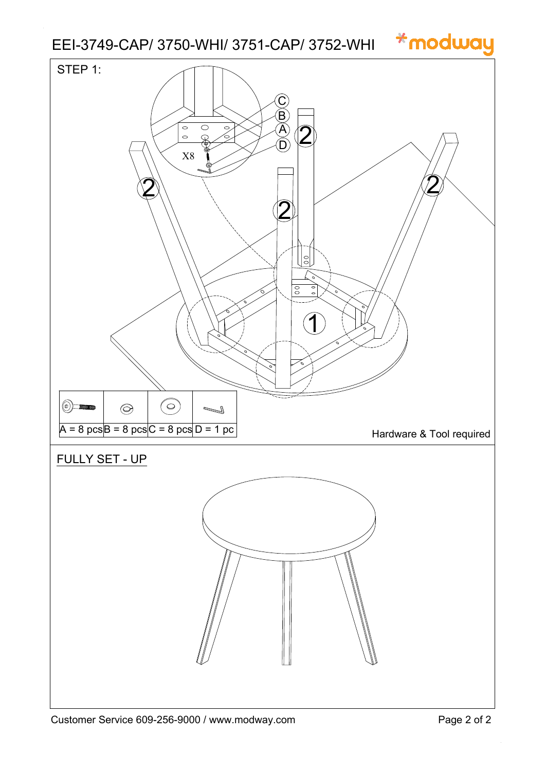EEI-3749-CAP/ 3750-WHI/ 3751-CAP/ 3752-WHI

modway

## STEP 1:

C
B
A
D
X8
2
2
2
2
1

| | | | |
|---|---|---|---|
| A = 8 pcs | B = 8 pcs | C = 8 pcs | D = 1 pc |

Hardware & Tool required

## FULLY SET - UP

Customer Service 609-256-9000 / www.modway.com